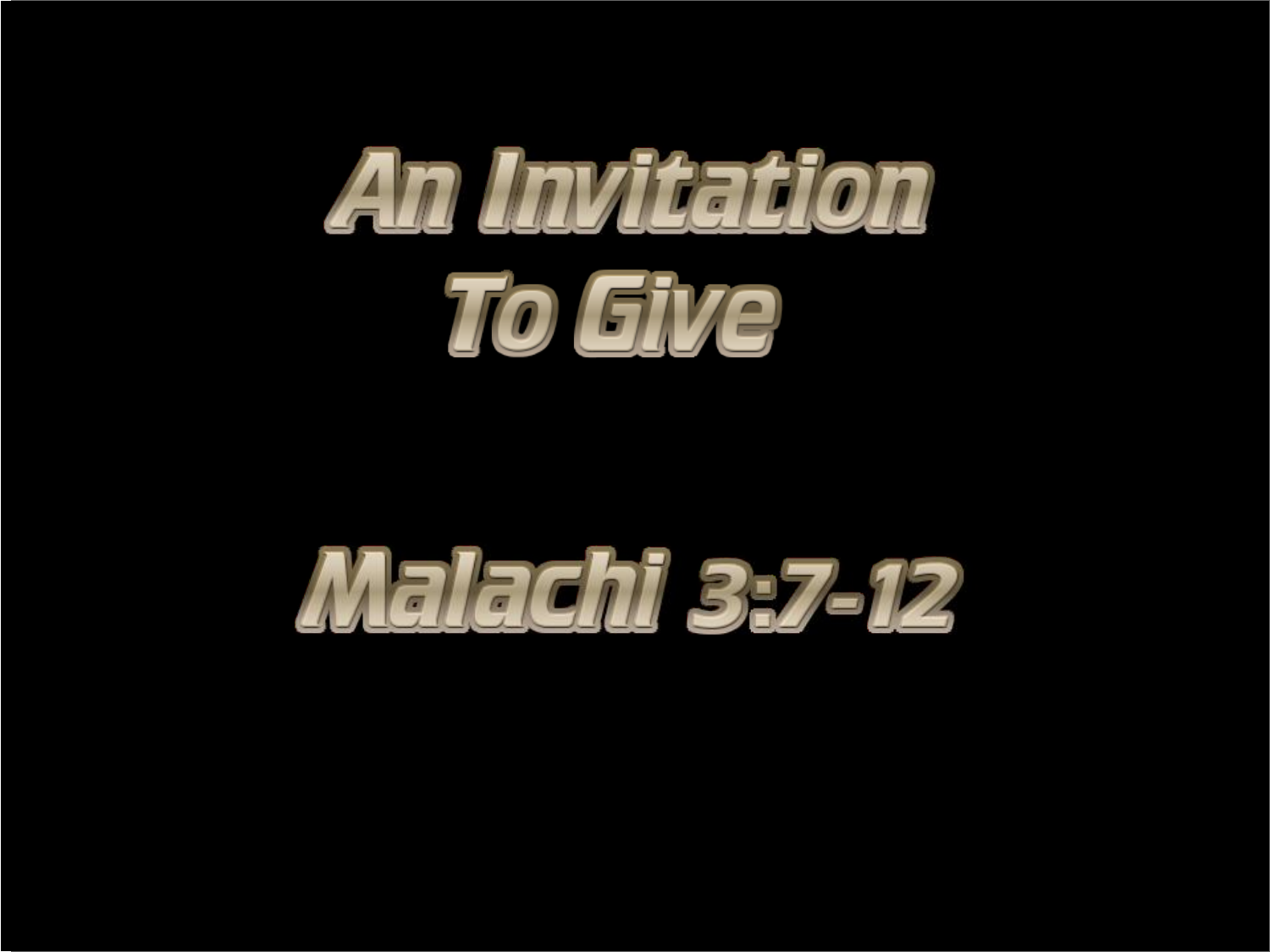# An Invitation To Give

## Malachi 3:7-12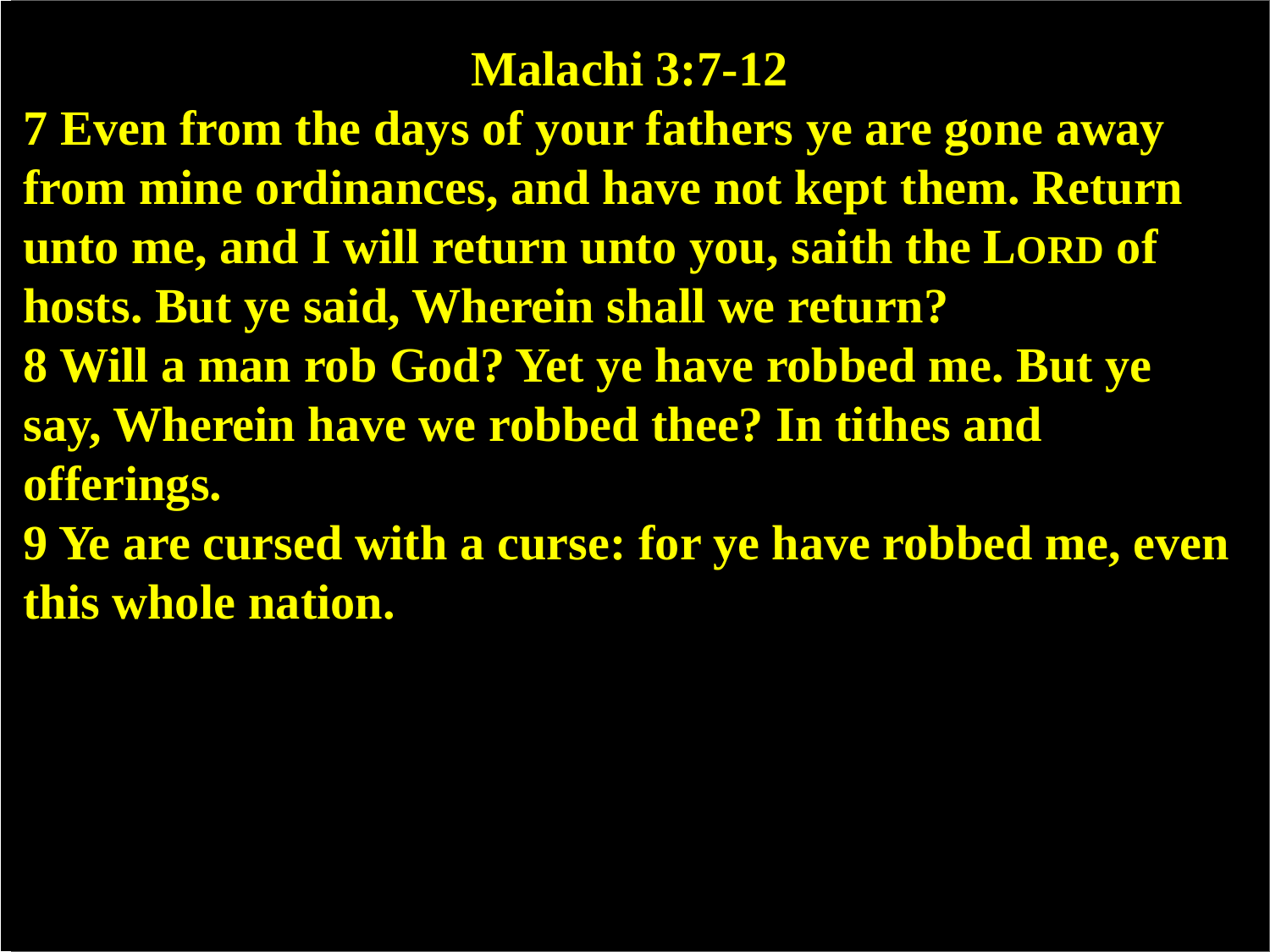# Malachi 3:7-12

**7 Even from the days of your fathers ye are gone away from mine ordinances, and have not kept them. Return unto me, and I will return unto you, saith the LORD of hosts. But ye said, Wherein shall we return?**

**8 Will a man rob God? Yet ye have robbed me. But ye say, Wherein have we robbed thee? In tithes and offerings.**

**9 Ye are cursed with a curse: for ye have robbed me, even this whole nation.**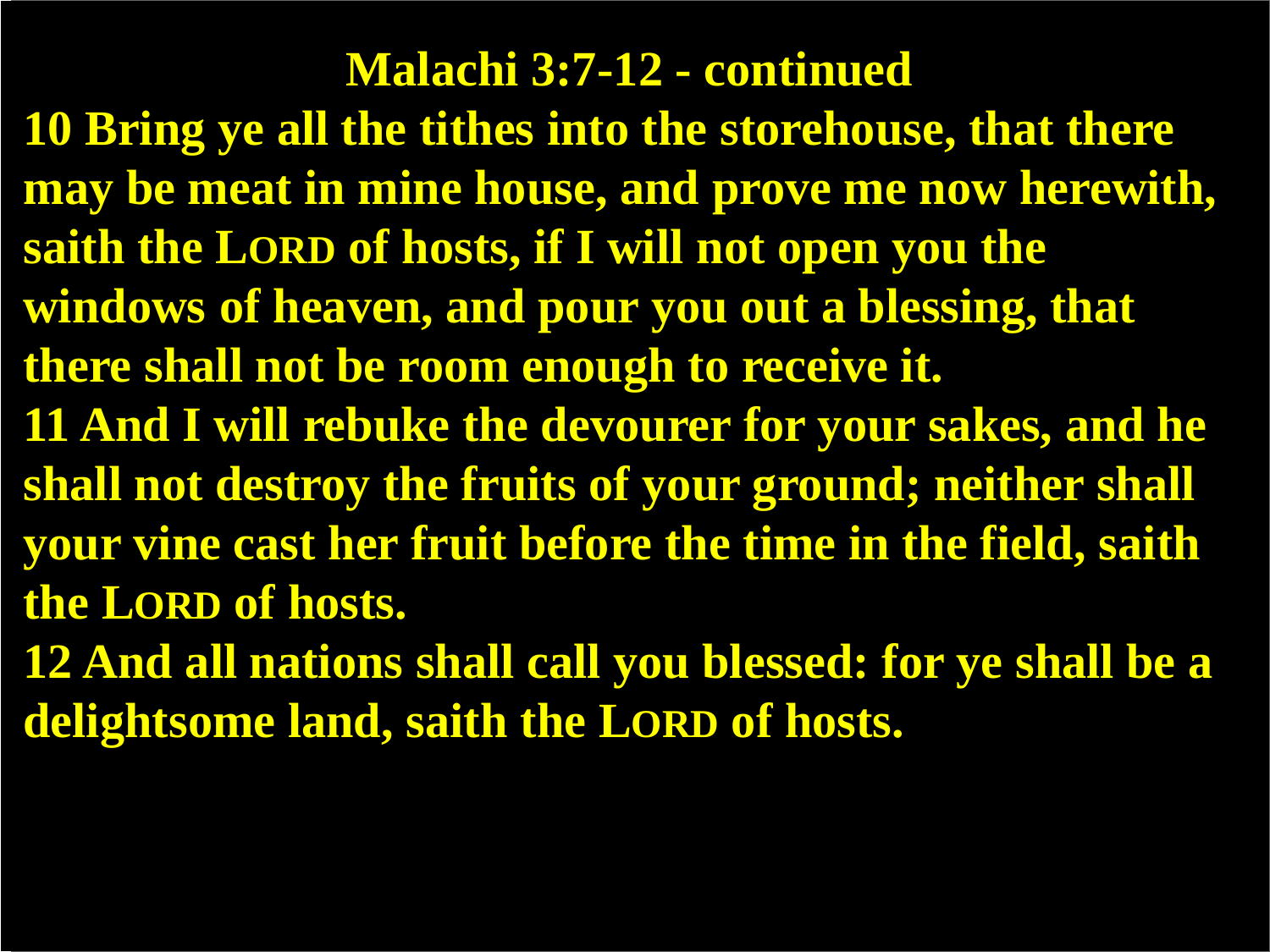# Malachi 3:7-12 - continued

**10 Bring ye all the tithes into the storehouse, that there may be meat in mine house, and prove me now herewith, saith the LORD of hosts, if I will not open you the windows of heaven, and pour you out a blessing, that there shall not be room enough to receive it.**

**11 And I will rebuke the devourer for your sakes, and he shall not destroy the fruits of your ground; neither shall your vine cast her fruit before the time in the field, saith the LORD of hosts.**

**12 And all nations shall call you blessed: for ye shall be a delightsome land, saith the LORD of hosts.**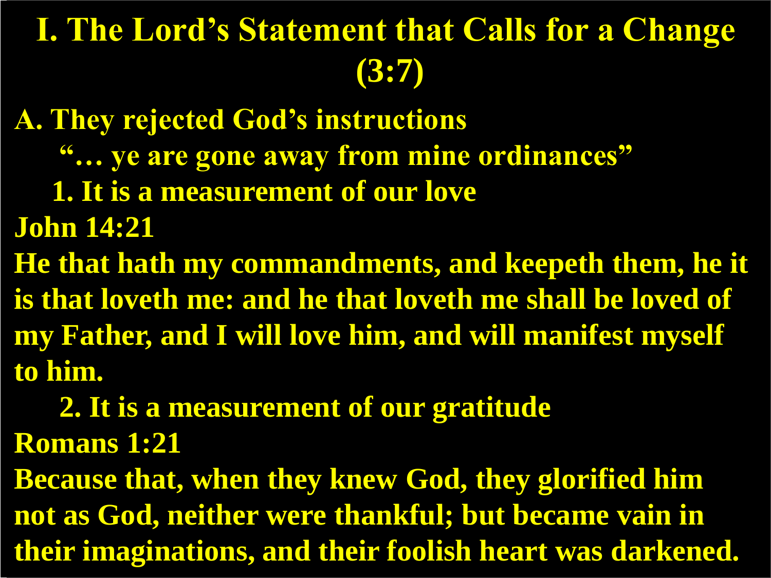# I. The Lord's Statement that Calls for a Change (3:7)

**A. They rejected God's instructions**

**"… ye are gone away from mine ordinances"**

**1. It is a measurement of our love**

**John 14:21**

**He that hath my commandments, and keepeth them, he it is that loveth me: and he that loveth me shall be loved of my Father, and I will love him, and will manifest myself to him.**

**2. It is a measurement of our gratitude**

**Romans 1:21**

**Because that, when they knew God, they glorified him not as God, neither were thankful; but became vain in their imaginations, and their foolish heart was darkened.**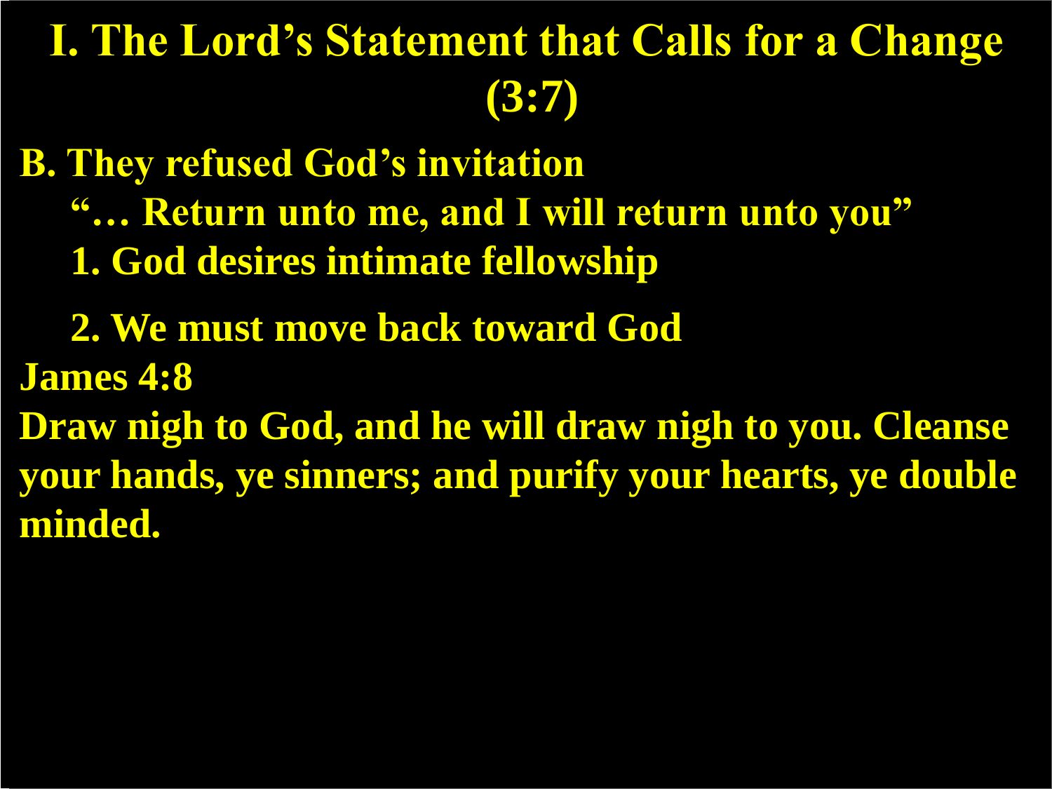# I. The Lord's Statement that Calls for a Change (3:7)

**B. They refused God's invitation**

**"… Return unto me, and I will return unto you"**

**1. God desires intimate fellowship**

**2. We must move back toward God**

**James 4:8**

**Draw nigh to God, and he will draw nigh to you. Cleanse your hands, ye sinners; and purify your hearts, ye double minded.**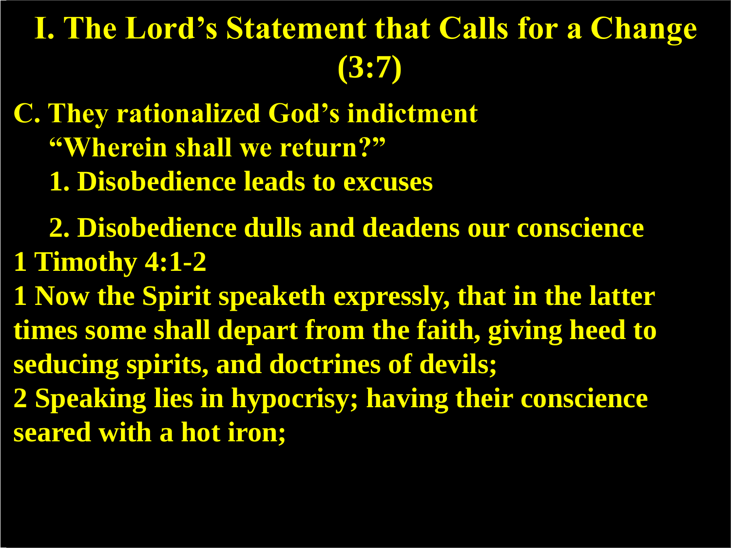# I. The Lord's Statement that Calls for a Change (3:7)

**C. They rationalized God's indictment**

**"Wherein shall we return?"**

**1. Disobedience leads to excuses**

**2. Disobedience dulls and deadens our conscience**

**1 Timothy 4:1-2**

**1 Now the Spirit speaketh expressly, that in the latter times some shall depart from the faith, giving heed to seducing spirits, and doctrines of devils;**

**2 Speaking lies in hypocrisy; having their conscience seared with a hot iron;**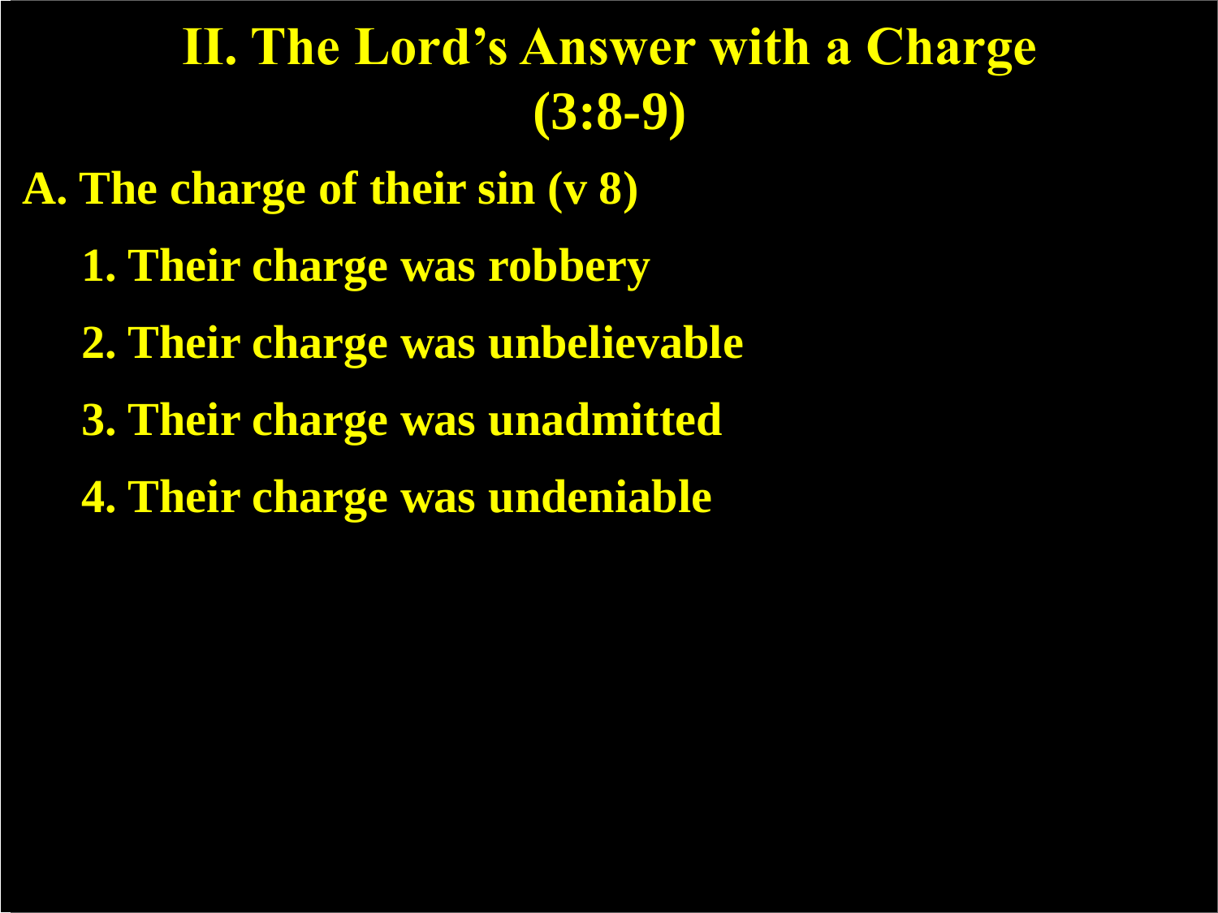# II. The Lord's Answer with a Charge (3:8-9)

## A. The charge of their sin (v 8)

1. Their charge was robbery
2. Their charge was unbelievable
3. Their charge was unadmitted
4. Their charge was undeniable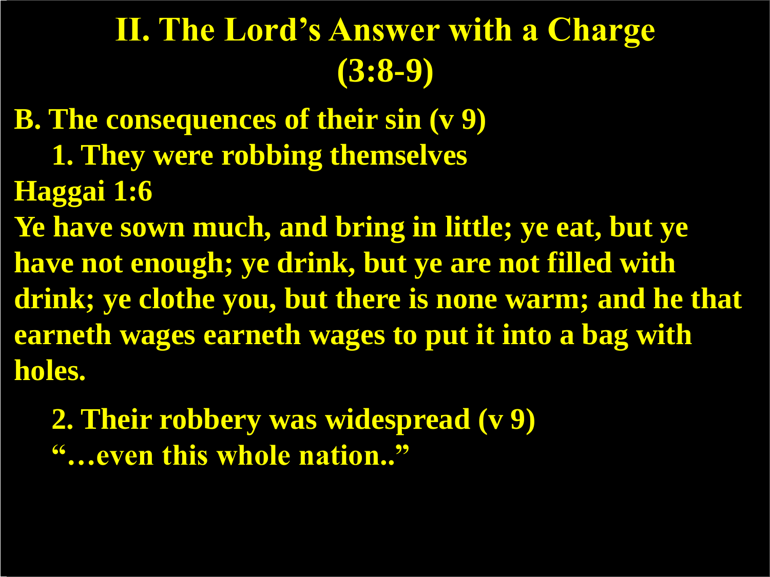# II. The Lord's Answer with a Charge (3:8-9)

**B. The consequences of their sin (v 9)**

**1. They were robbing themselves**

**Haggai 1:6**

**Ye have sown much, and bring in little; ye eat, but ye have not enough; ye drink, but ye are not filled with drink; ye clothe you, but there is none warm; and he that earneth wages earneth wages to put it into a bag with holes.**

**2. Their robbery was widespread (v 9)**

**"…even this whole nation.."**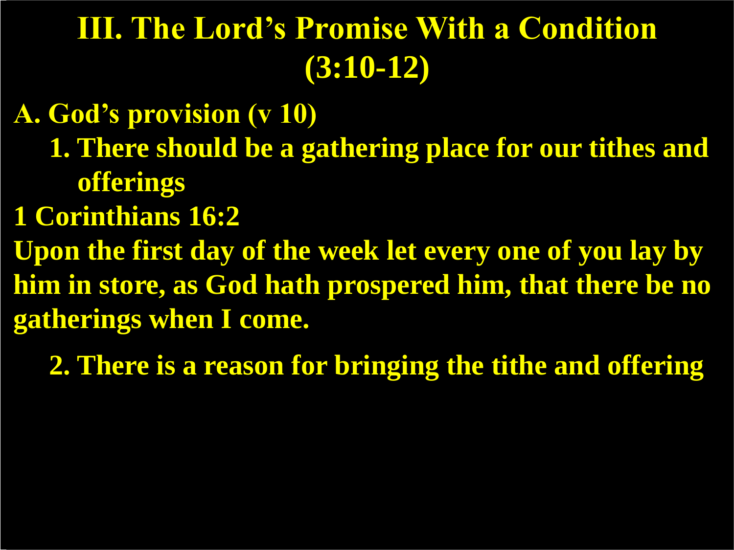# III. The Lord's Promise With a Condition (3:10-12)

**A. God's provision (v 10)**

1. **There should be a gathering place for our tithes and offerings**

**1 Corinthians 16:2**

**Upon the first day of the week let every one of you lay by him in store, as God hath prospered him, that there be no gatherings when I come.**

2. **There is a reason for bringing the tithe and offering**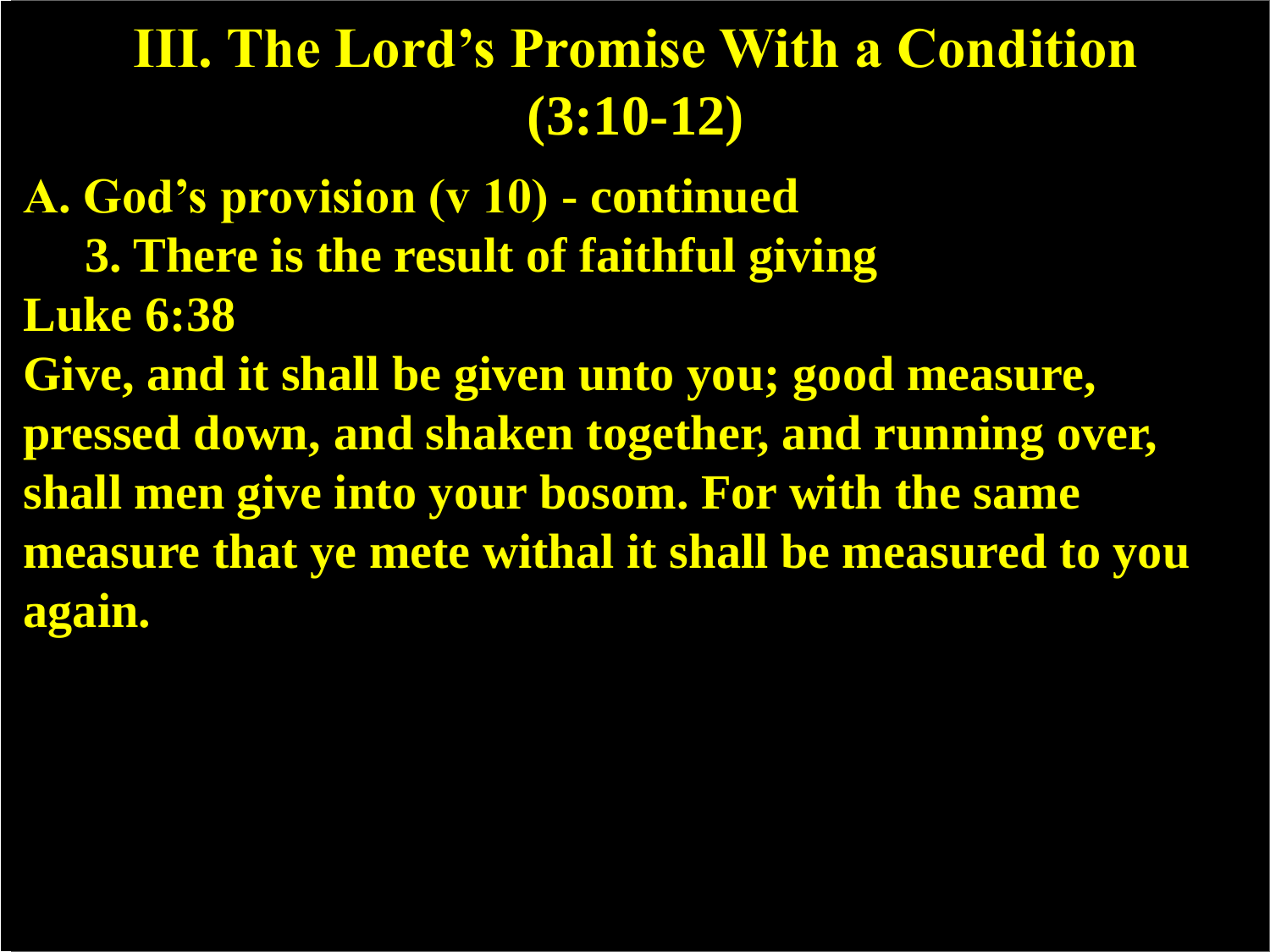# III. The Lord's Promise With a Condition (3:10-12)

**A. God's provision (v 10) - continued**

**3. There is the result of faithful giving**

**Luke 6:38**

**Give, and it shall be given unto you; good measure, pressed down, and shaken together, and running over, shall men give into your bosom. For with the same measure that ye mete withal it shall be measured to you again.**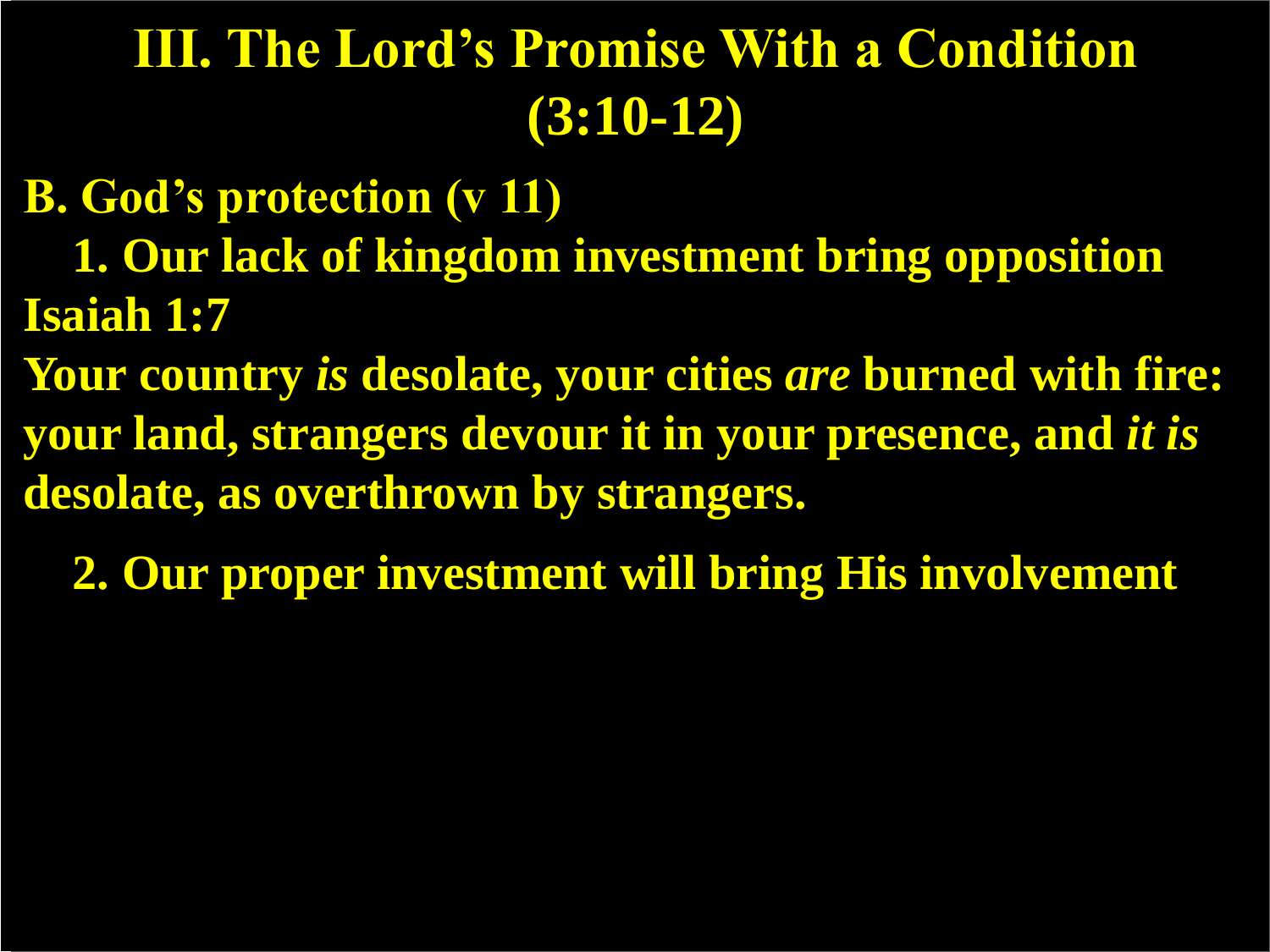# III. The Lord's Promise With a Condition (3:10-12)

**B. God's protection (v 11)**

**1. Our lack of kingdom investment bring opposition**

**Isaiah 1:7**

**Your country *is* desolate, your cities *are* burned with fire: your land, strangers devour it in your presence, and *it is* desolate, as overthrown by strangers.**

**2. Our proper investment will bring His involvement**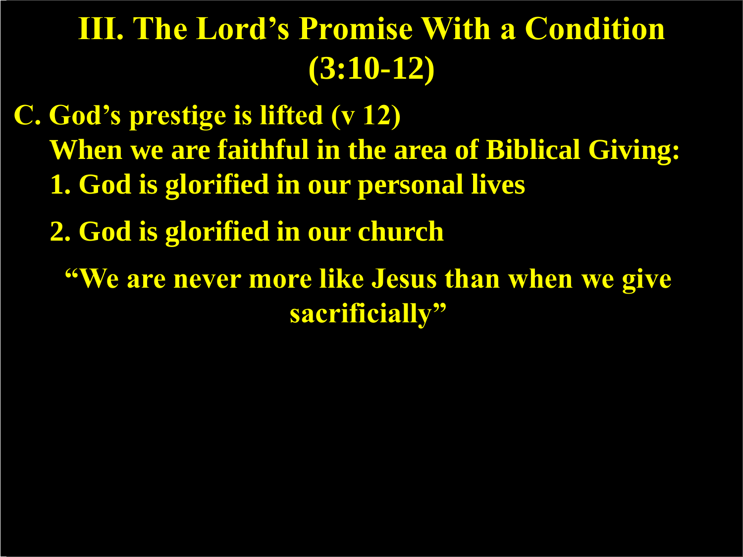# III. The Lord's Promise With a Condition (3:10-12)

**C. God's prestige is lifted (v 12)**

**When we are faithful in the area of Biblical Giving:**

1. **God is glorified in our personal lives**
2. **God is glorified in our church**

**"We are never more like Jesus than when we give sacrificially"**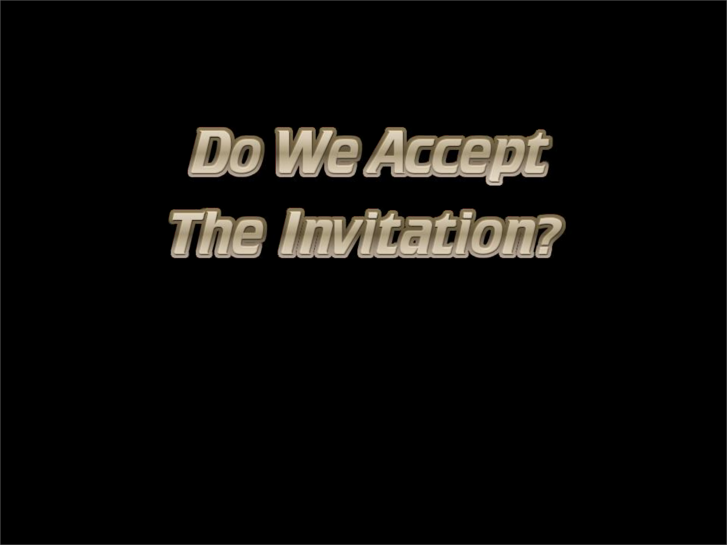# Do We Accept The Invitation?